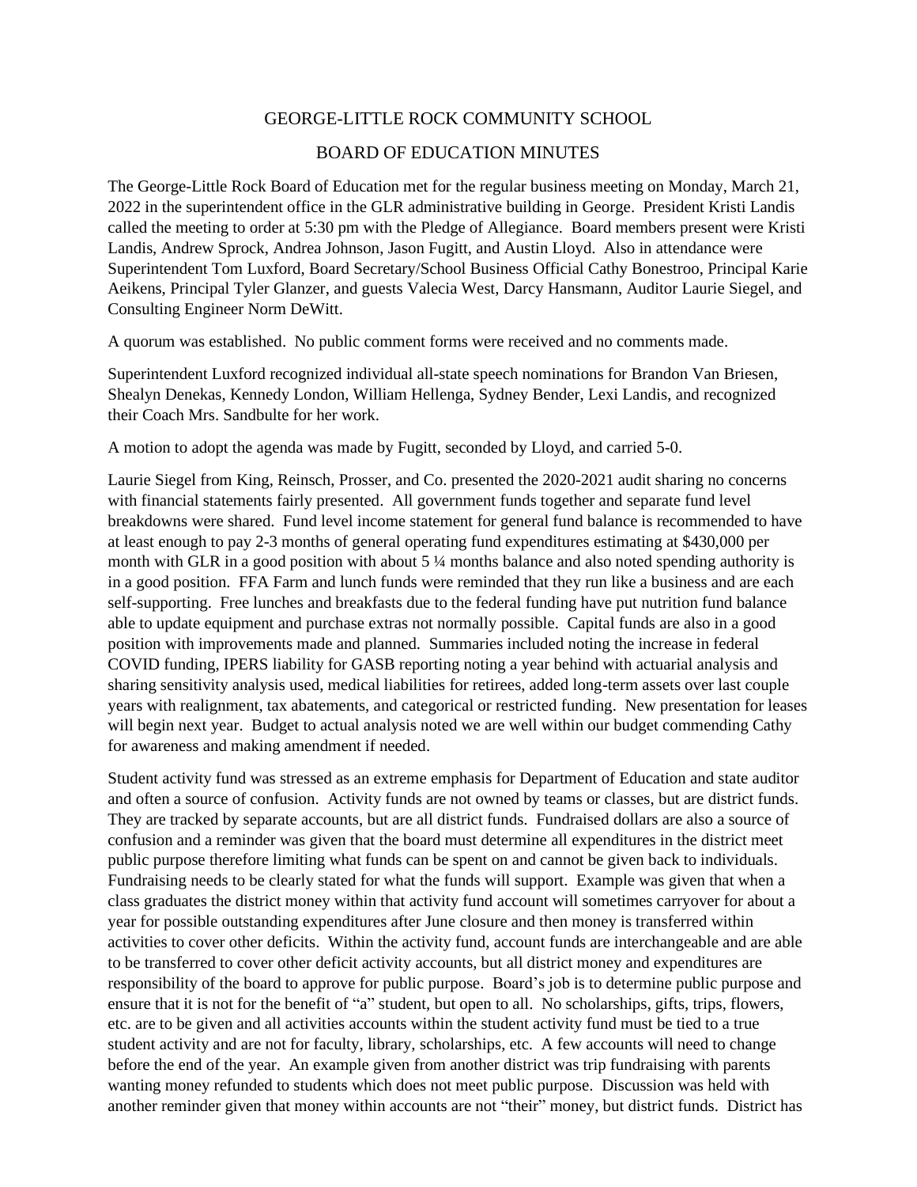# GEORGE-LITTLE ROCK COMMUNITY SCHOOL

## BOARD OF EDUCATION MINUTES

The George-Little Rock Board of Education met for the regular business meeting on Monday, March 21, 2022 in the superintendent office in the GLR administrative building in George. President Kristi Landis called the meeting to order at 5:30 pm with the Pledge of Allegiance. Board members present were Kristi Landis, Andrew Sprock, Andrea Johnson, Jason Fugitt, and Austin Lloyd. Also in attendance were Superintendent Tom Luxford, Board Secretary/School Business Official Cathy Bonestroo, Principal Karie Aeikens, Principal Tyler Glanzer, and guests Valecia West, Darcy Hansmann, Auditor Laurie Siegel, and Consulting Engineer Norm DeWitt.

A quorum was established. No public comment forms were received and no comments made.

Superintendent Luxford recognized individual all-state speech nominations for Brandon Van Briesen, Shealyn Denekas, Kennedy London, William Hellenga, Sydney Bender, Lexi Landis, and recognized their Coach Mrs. Sandbulte for her work.

A motion to adopt the agenda was made by Fugitt, seconded by Lloyd, and carried 5-0.

Laurie Siegel from King, Reinsch, Prosser, and Co. presented the 2020-2021 audit sharing no concerns with financial statements fairly presented. All government funds together and separate fund level breakdowns were shared. Fund level income statement for general fund balance is recommended to have at least enough to pay 2-3 months of general operating fund expenditures estimating at $430,000 per month with GLR in a good position with about 5 ¼ months balance and also noted spending authority is in a good position. FFA Farm and lunch funds were reminded that they run like a business and are each self-supporting. Free lunches and breakfasts due to the federal funding have put nutrition fund balance able to update equipment and purchase extras not normally possible. Capital funds are also in a good position with improvements made and planned. Summaries included noting the increase in federal COVID funding, IPERS liability for GASB reporting noting a year behind with actuarial analysis and sharing sensitivity analysis used, medical liabilities for retirees, added long-term assets over last couple years with realignment, tax abatements, and categorical or restricted funding. New presentation for leases will begin next year. Budget to actual analysis noted we are well within our budget commending Cathy for awareness and making amendment if needed.

Student activity fund was stressed as an extreme emphasis for Department of Education and state auditor and often a source of confusion. Activity funds are not owned by teams or classes, but are district funds. They are tracked by separate accounts, but are all district funds. Fundraised dollars are also a source of confusion and a reminder was given that the board must determine all expenditures in the district meet public purpose therefore limiting what funds can be spent on and cannot be given back to individuals. Fundraising needs to be clearly stated for what the funds will support. Example was given that when a class graduates the district money within that activity fund account will sometimes carryover for about a year for possible outstanding expenditures after June closure and then money is transferred within activities to cover other deficits. Within the activity fund, account funds are interchangeable and are able to be transferred to cover other deficit activity accounts, but all district money and expenditures are responsibility of the board to approve for public purpose. Board's job is to determine public purpose and ensure that it is not for the benefit of "a" student, but open to all. No scholarships, gifts, trips, flowers, etc. are to be given and all activities accounts within the student activity fund must be tied to a true student activity and are not for faculty, library, scholarships, etc. A few accounts will need to change before the end of the year. An example given from another district was trip fundraising with parents wanting money refunded to students which does not meet public purpose. Discussion was held with another reminder given that money within accounts are not "their" money, but district funds. District has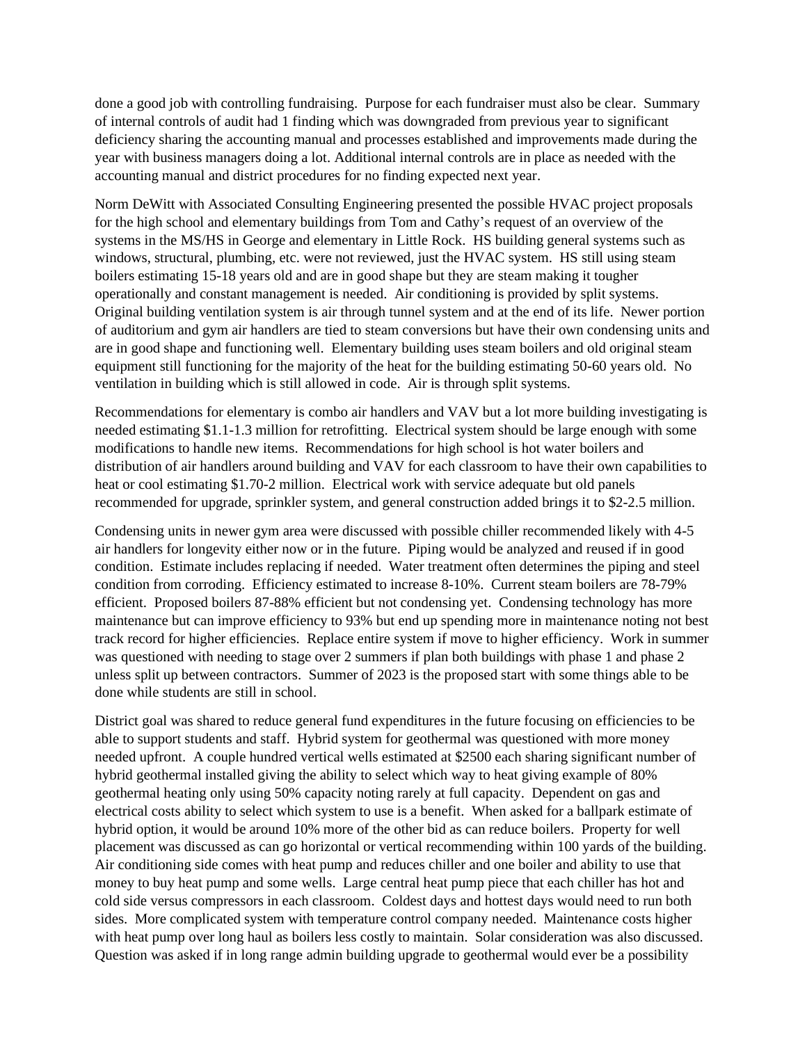done a good job with controlling fundraising. Purpose for each fundraiser must also be clear. Summary of internal controls of audit had 1 finding which was downgraded from previous year to significant deficiency sharing the accounting manual and processes established and improvements made during the year with business managers doing a lot. Additional internal controls are in place as needed with the accounting manual and district procedures for no finding expected next year.

Norm DeWitt with Associated Consulting Engineering presented the possible HVAC project proposals for the high school and elementary buildings from Tom and Cathy's request of an overview of the systems in the MS/HS in George and elementary in Little Rock. HS building general systems such as windows, structural, plumbing, etc. were not reviewed, just the HVAC system. HS still using steam boilers estimating 15-18 years old and are in good shape but they are steam making it tougher operationally and constant management is needed. Air conditioning is provided by split systems. Original building ventilation system is air through tunnel system and at the end of its life. Newer portion of auditorium and gym air handlers are tied to steam conversions but have their own condensing units and are in good shape and functioning well. Elementary building uses steam boilers and old original steam equipment still functioning for the majority of the heat for the building estimating 50-60 years old. No ventilation in building which is still allowed in code. Air is through split systems.

Recommendations for elementary is combo air handlers and VAV but a lot more building investigating is needed estimating $1.1-1.3 million for retrofitting. Electrical system should be large enough with some modifications to handle new items. Recommendations for high school is hot water boilers and distribution of air handlers around building and VAV for each classroom to have their own capabilities to heat or cool estimating $1.70-2 million. Electrical work with service adequate but old panels recommended for upgrade, sprinkler system, and general construction added brings it to $2-2.5 million.

Condensing units in newer gym area were discussed with possible chiller recommended likely with 4-5 air handlers for longevity either now or in the future. Piping would be analyzed and reused if in good condition. Estimate includes replacing if needed. Water treatment often determines the piping and steel condition from corroding. Efficiency estimated to increase 8-10%. Current steam boilers are 78-79% efficient. Proposed boilers 87-88% efficient but not condensing yet. Condensing technology has more maintenance but can improve efficiency to 93% but end up spending more in maintenance noting not best track record for higher efficiencies. Replace entire system if move to higher efficiency. Work in summer was questioned with needing to stage over 2 summers if plan both buildings with phase 1 and phase 2 unless split up between contractors. Summer of 2023 is the proposed start with some things able to be done while students are still in school.

District goal was shared to reduce general fund expenditures in the future focusing on efficiencies to be able to support students and staff. Hybrid system for geothermal was questioned with more money needed upfront. A couple hundred vertical wells estimated at $2500 each sharing significant number of hybrid geothermal installed giving the ability to select which way to heat giving example of 80% geothermal heating only using 50% capacity noting rarely at full capacity. Dependent on gas and electrical costs ability to select which system to use is a benefit. When asked for a ballpark estimate of hybrid option, it would be around 10% more of the other bid as can reduce boilers. Property for well placement was discussed as can go horizontal or vertical recommending within 100 yards of the building. Air conditioning side comes with heat pump and reduces chiller and one boiler and ability to use that money to buy heat pump and some wells. Large central heat pump piece that each chiller has hot and cold side versus compressors in each classroom. Coldest days and hottest days would need to run both sides. More complicated system with temperature control company needed. Maintenance costs higher with heat pump over long haul as boilers less costly to maintain. Solar consideration was also discussed. Question was asked if in long range admin building upgrade to geothermal would ever be a possibility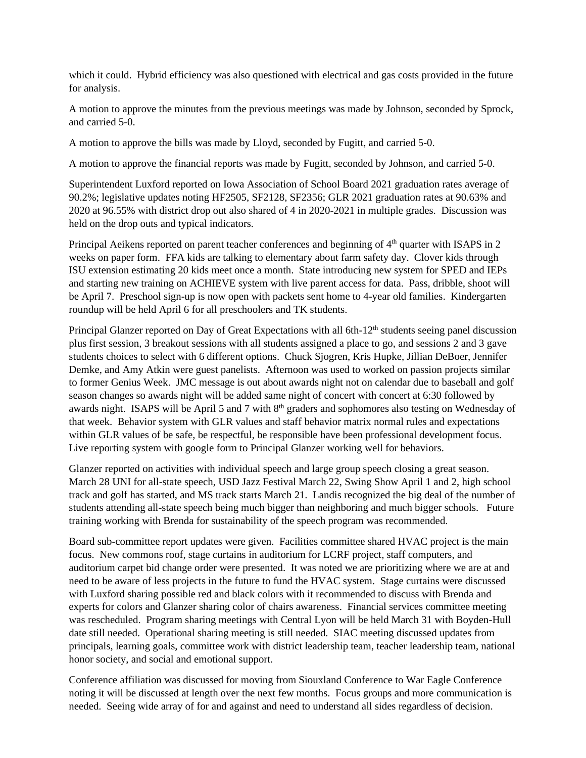which it could. Hybrid efficiency was also questioned with electrical and gas costs provided in the future for analysis.

A motion to approve the minutes from the previous meetings was made by Johnson, seconded by Sprock, and carried 5-0.

A motion to approve the bills was made by Lloyd, seconded by Fugitt, and carried 5-0.

A motion to approve the financial reports was made by Fugitt, seconded by Johnson, and carried 5-0.

Superintendent Luxford reported on Iowa Association of School Board 2021 graduation rates average of 90.2%; legislative updates noting HF2505, SF2128, SF2356; GLR 2021 graduation rates at 90.63% and 2020 at 96.55% with district drop out also shared of 4 in 2020-2021 in multiple grades. Discussion was held on the drop outs and typical indicators.

Principal Aeikens reported on parent teacher conferences and beginning of 4th quarter with ISAPS in 2 weeks on paper form. FFA kids are talking to elementary about farm safety day. Clover kids through ISU extension estimating 20 kids meet once a month. State introducing new system for SPED and IEPs and starting new training on ACHIEVE system with live parent access for data. Pass, dribble, shoot will be April 7. Preschool sign-up is now open with packets sent home to 4-year old families. Kindergarten roundup will be held April 6 for all preschoolers and TK students.

Principal Glanzer reported on Day of Great Expectations with all 6th-12th students seeing panel discussion plus first session, 3 breakout sessions with all students assigned a place to go, and sessions 2 and 3 gave students choices to select with 6 different options. Chuck Sjogren, Kris Hupke, Jillian DeBoer, Jennifer Demke, and Amy Atkin were guest panelists. Afternoon was used to worked on passion projects similar to former Genius Week. JMC message is out about awards night not on calendar due to baseball and golf season changes so awards night will be added same night of concert with concert at 6:30 followed by awards night. ISAPS will be April 5 and 7 with 8th graders and sophomores also testing on Wednesday of that week. Behavior system with GLR values and staff behavior matrix normal rules and expectations within GLR values of be safe, be respectful, be responsible have been professional development focus. Live reporting system with google form to Principal Glanzer working well for behaviors.

Glanzer reported on activities with individual speech and large group speech closing a great season. March 28 UNI for all-state speech, USD Jazz Festival March 22, Swing Show April 1 and 2, high school track and golf has started, and MS track starts March 21. Landis recognized the big deal of the number of students attending all-state speech being much bigger than neighboring and much bigger schools. Future training working with Brenda for sustainability of the speech program was recommended.

Board sub-committee report updates were given. Facilities committee shared HVAC project is the main focus. New commons roof, stage curtains in auditorium for LCRF project, staff computers, and auditorium carpet bid change order were presented. It was noted we are prioritizing where we are at and need to be aware of less projects in the future to fund the HVAC system. Stage curtains were discussed with Luxford sharing possible red and black colors with it recommended to discuss with Brenda and experts for colors and Glanzer sharing color of chairs awareness. Financial services committee meeting was rescheduled. Program sharing meetings with Central Lyon will be held March 31 with Boyden-Hull date still needed. Operational sharing meeting is still needed. SIAC meeting discussed updates from principals, learning goals, committee work with district leadership team, teacher leadership team, national honor society, and social and emotional support.

Conference affiliation was discussed for moving from Siouxland Conference to War Eagle Conference noting it will be discussed at length over the next few months. Focus groups and more communication is needed. Seeing wide array of for and against and need to understand all sides regardless of decision.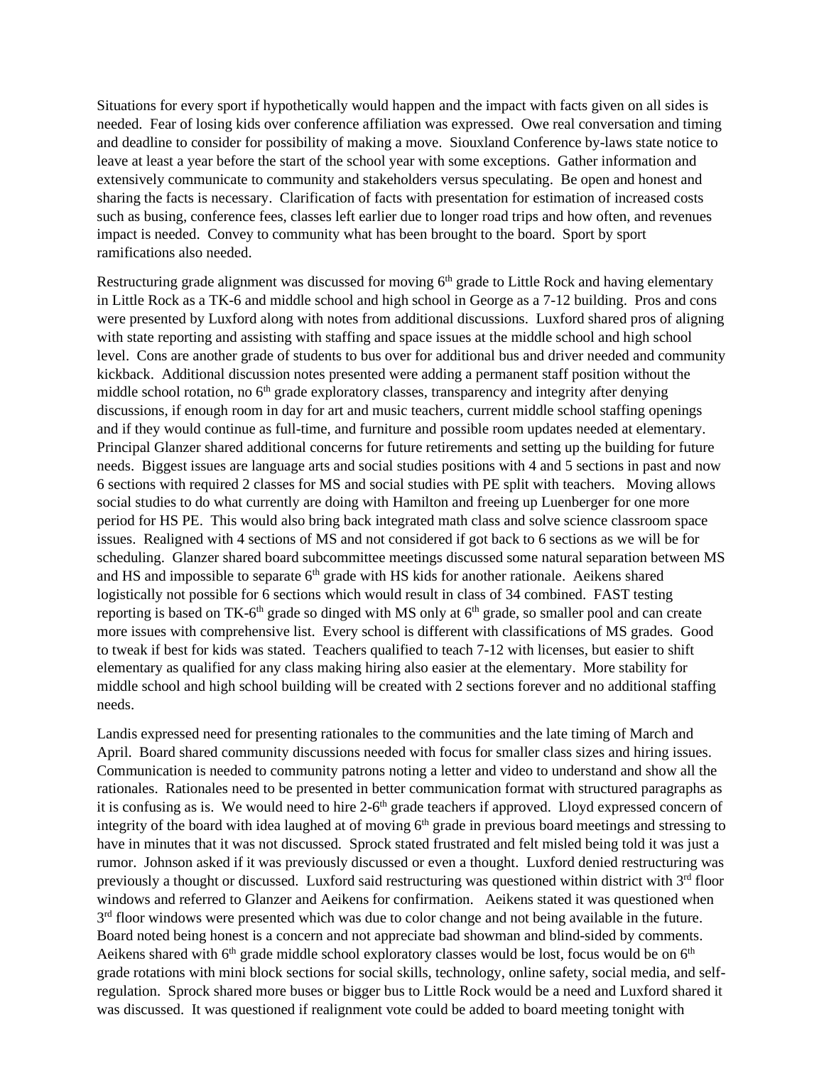Situations for every sport if hypothetically would happen and the impact with facts given on all sides is needed. Fear of losing kids over conference affiliation was expressed. Owe real conversation and timing and deadline to consider for possibility of making a move. Siouxland Conference by-laws state notice to leave at least a year before the start of the school year with some exceptions. Gather information and extensively communicate to community and stakeholders versus speculating. Be open and honest and sharing the facts is necessary. Clarification of facts with presentation for estimation of increased costs such as busing, conference fees, classes left earlier due to longer road trips and how often, and revenues impact is needed. Convey to community what has been brought to the board. Sport by sport ramifications also needed.

Restructuring grade alignment was discussed for moving 6th grade to Little Rock and having elementary in Little Rock as a TK-6 and middle school and high school in George as a 7-12 building. Pros and cons were presented by Luxford along with notes from additional discussions. Luxford shared pros of aligning with state reporting and assisting with staffing and space issues at the middle school and high school level. Cons are another grade of students to bus over for additional bus and driver needed and community kickback. Additional discussion notes presented were adding a permanent staff position without the middle school rotation, no 6th grade exploratory classes, transparency and integrity after denying discussions, if enough room in day for art and music teachers, current middle school staffing openings and if they would continue as full-time, and furniture and possible room updates needed at elementary. Principal Glanzer shared additional concerns for future retirements and setting up the building for future needs. Biggest issues are language arts and social studies positions with 4 and 5 sections in past and now 6 sections with required 2 classes for MS and social studies with PE split with teachers. Moving allows social studies to do what currently are doing with Hamilton and freeing up Luenberger for one more period for HS PE. This would also bring back integrated math class and solve science classroom space issues. Realigned with 4 sections of MS and not considered if got back to 6 sections as we will be for scheduling. Glanzer shared board subcommittee meetings discussed some natural separation between MS and HS and impossible to separate 6th grade with HS kids for another rationale. Aeikens shared logistically not possible for 6 sections which would result in class of 34 combined. FAST testing reporting is based on TK-6th grade so dinged with MS only at 6th grade, so smaller pool and can create more issues with comprehensive list. Every school is different with classifications of MS grades. Good to tweak if best for kids was stated. Teachers qualified to teach 7-12 with licenses, but easier to shift elementary as qualified for any class making hiring also easier at the elementary. More stability for middle school and high school building will be created with 2 sections forever and no additional staffing needs.

Landis expressed need for presenting rationales to the communities and the late timing of March and April. Board shared community discussions needed with focus for smaller class sizes and hiring issues. Communication is needed to community patrons noting a letter and video to understand and show all the rationales. Rationales need to be presented in better communication format with structured paragraphs as it is confusing as is. We would need to hire 2-6th grade teachers if approved. Lloyd expressed concern of integrity of the board with idea laughed at of moving 6th grade in previous board meetings and stressing to have in minutes that it was not discussed. Sprock stated frustrated and felt misled being told it was just a rumor. Johnson asked if it was previously discussed or even a thought. Luxford denied restructuring was previously a thought or discussed. Luxford said restructuring was questioned within district with 3rd floor windows and referred to Glanzer and Aeikens for confirmation. Aeikens stated it was questioned when 3rd floor windows were presented which was due to color change and not being available in the future. Board noted being honest is a concern and not appreciate bad showman and blind-sided by comments. Aeikens shared with 6th grade middle school exploratory classes would be lost, focus would be on 6th grade rotations with mini block sections for social skills, technology, online safety, social media, and self-regulation. Sprock shared more buses or bigger bus to Little Rock would be a need and Luxford shared it was discussed. It was questioned if realignment vote could be added to board meeting tonight with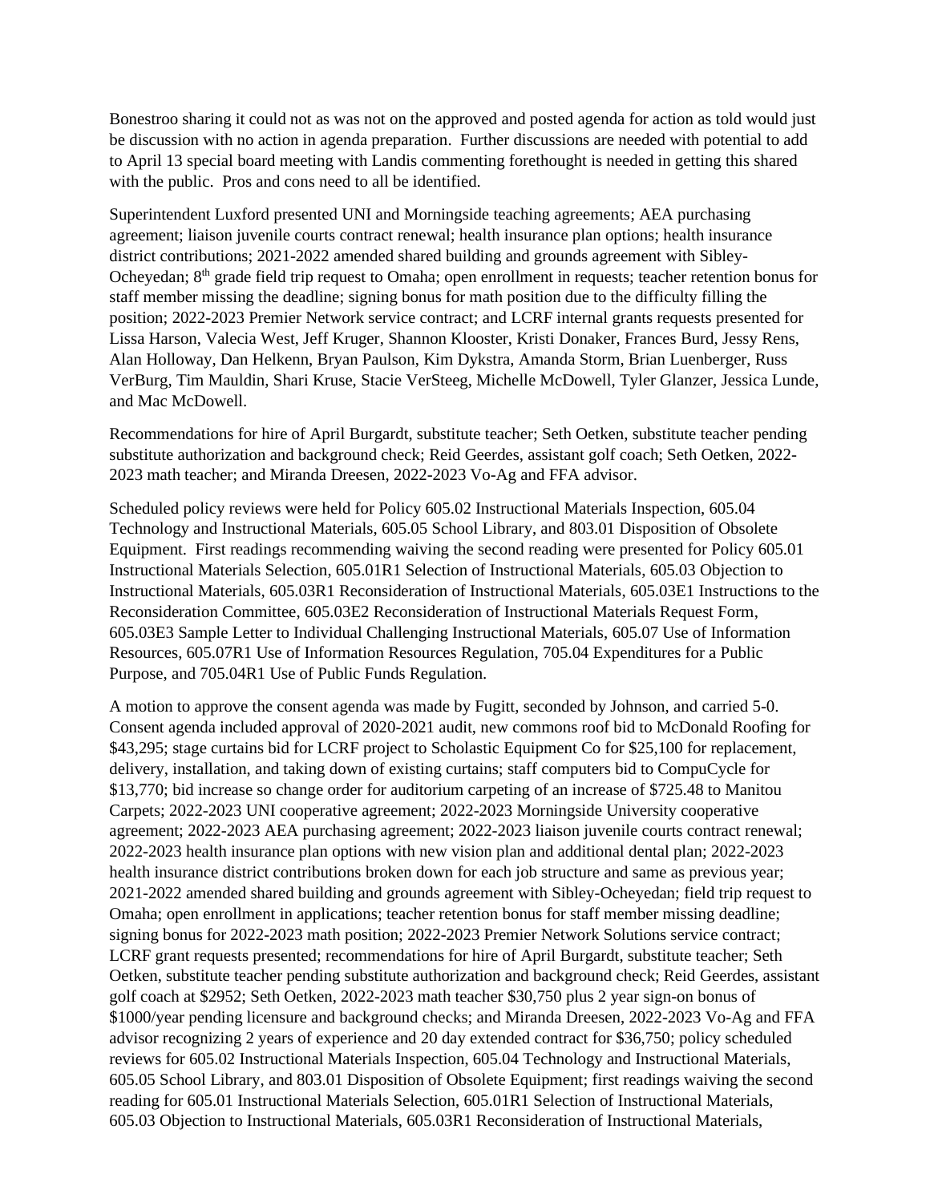Bonestroo sharing it could not as was not on the approved and posted agenda for action as told would just be discussion with no action in agenda preparation. Further discussions are needed with potential to add to April 13 special board meeting with Landis commenting forethought is needed in getting this shared with the public. Pros and cons need to all be identified.

Superintendent Luxford presented UNI and Morningside teaching agreements; AEA purchasing agreement; liaison juvenile courts contract renewal; health insurance plan options; health insurance district contributions; 2021-2022 amended shared building and grounds agreement with Sibley-Ocheyedan; 8th grade field trip request to Omaha; open enrollment in requests; teacher retention bonus for staff member missing the deadline; signing bonus for math position due to the difficulty filling the position; 2022-2023 Premier Network service contract; and LCRF internal grants requests presented for Lissa Harson, Valecia West, Jeff Kruger, Shannon Klooster, Kristi Donaker, Frances Burd, Jessy Rens, Alan Holloway, Dan Helkenn, Bryan Paulson, Kim Dykstra, Amanda Storm, Brian Luenberger, Russ VerBurg, Tim Mauldin, Shari Kruse, Stacie VerSteeg, Michelle McDowell, Tyler Glanzer, Jessica Lunde, and Mac McDowell.

Recommendations for hire of April Burgardt, substitute teacher; Seth Oetken, substitute teacher pending substitute authorization and background check; Reid Geerdes, assistant golf coach; Seth Oetken, 2022-2023 math teacher; and Miranda Dreesen, 2022-2023 Vo-Ag and FFA advisor.

Scheduled policy reviews were held for Policy 605.02 Instructional Materials Inspection, 605.04 Technology and Instructional Materials, 605.05 School Library, and 803.01 Disposition of Obsolete Equipment. First readings recommending waiving the second reading were presented for Policy 605.01 Instructional Materials Selection, 605.01R1 Selection of Instructional Materials, 605.03 Objection to Instructional Materials, 605.03R1 Reconsideration of Instructional Materials, 605.03E1 Instructions to the Reconsideration Committee, 605.03E2 Reconsideration of Instructional Materials Request Form, 605.03E3 Sample Letter to Individual Challenging Instructional Materials, 605.07 Use of Information Resources, 605.07R1 Use of Information Resources Regulation, 705.04 Expenditures for a Public Purpose, and 705.04R1 Use of Public Funds Regulation.

A motion to approve the consent agenda was made by Fugitt, seconded by Johnson, and carried 5-0. Consent agenda included approval of 2020-2021 audit, new commons roof bid to McDonald Roofing for $43,295; stage curtains bid for LCRF project to Scholastic Equipment Co for $25,100 for replacement, delivery, installation, and taking down of existing curtains; staff computers bid to CompuCycle for $13,770; bid increase so change order for auditorium carpeting of an increase of $725.48 to Manitou Carpets; 2022-2023 UNI cooperative agreement; 2022-2023 Morningside University cooperative agreement; 2022-2023 AEA purchasing agreement; 2022-2023 liaison juvenile courts contract renewal; 2022-2023 health insurance plan options with new vision plan and additional dental plan; 2022-2023 health insurance district contributions broken down for each job structure and same as previous year; 2021-2022 amended shared building and grounds agreement with Sibley-Ocheyedan; field trip request to Omaha; open enrollment in applications; teacher retention bonus for staff member missing deadline; signing bonus for 2022-2023 math position; 2022-2023 Premier Network Solutions service contract; LCRF grant requests presented; recommendations for hire of April Burgardt, substitute teacher; Seth Oetken, substitute teacher pending substitute authorization and background check; Reid Geerdes, assistant golf coach at $2952; Seth Oetken, 2022-2023 math teacher $30,750 plus 2 year sign-on bonus of $1000/year pending licensure and background checks; and Miranda Dreesen, 2022-2023 Vo-Ag and FFA advisor recognizing 2 years of experience and 20 day extended contract for $36,750; policy scheduled reviews for 605.02 Instructional Materials Inspection, 605.04 Technology and Instructional Materials, 605.05 School Library, and 803.01 Disposition of Obsolete Equipment; first readings waiving the second reading for 605.01 Instructional Materials Selection, 605.01R1 Selection of Instructional Materials, 605.03 Objection to Instructional Materials, 605.03R1 Reconsideration of Instructional Materials,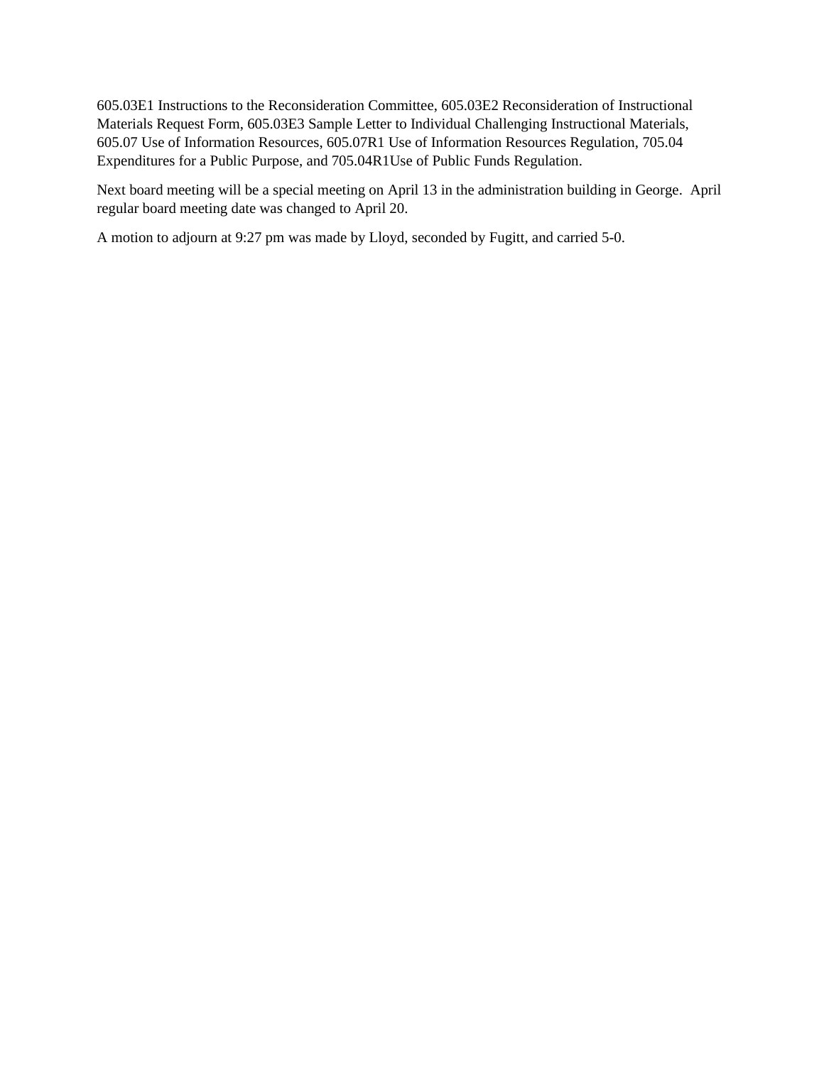605.03E1 Instructions to the Reconsideration Committee, 605.03E2 Reconsideration of Instructional Materials Request Form, 605.03E3 Sample Letter to Individual Challenging Instructional Materials, 605.07 Use of Information Resources, 605.07R1 Use of Information Resources Regulation, 705.04 Expenditures for a Public Purpose, and 705.04R1Use of Public Funds Regulation.

Next board meeting will be a special meeting on April 13 in the administration building in George. April regular board meeting date was changed to April 20.

A motion to adjourn at 9:27 pm was made by Lloyd, seconded by Fugitt, and carried 5-0.